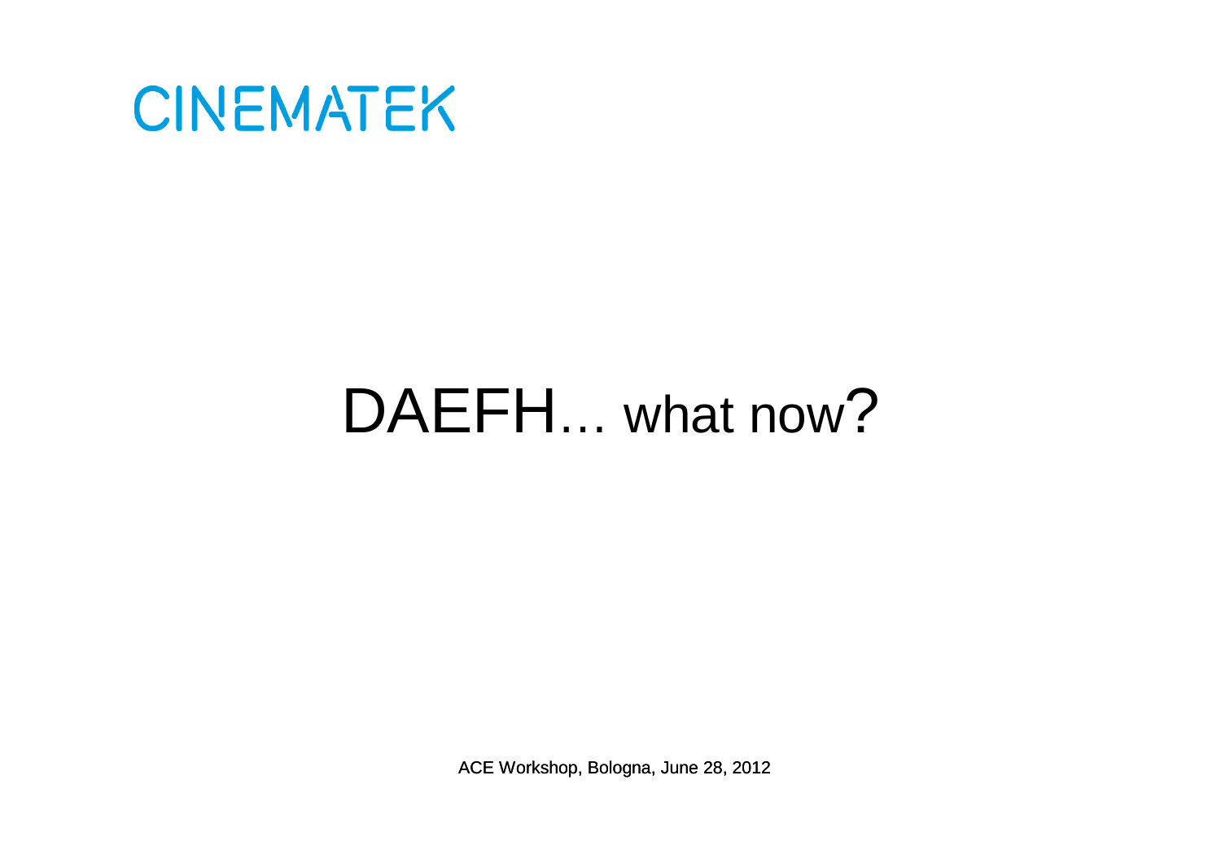CINEMATEK

# DAEFH… what now?

ACE Workshop, Bologna, June 28, 2012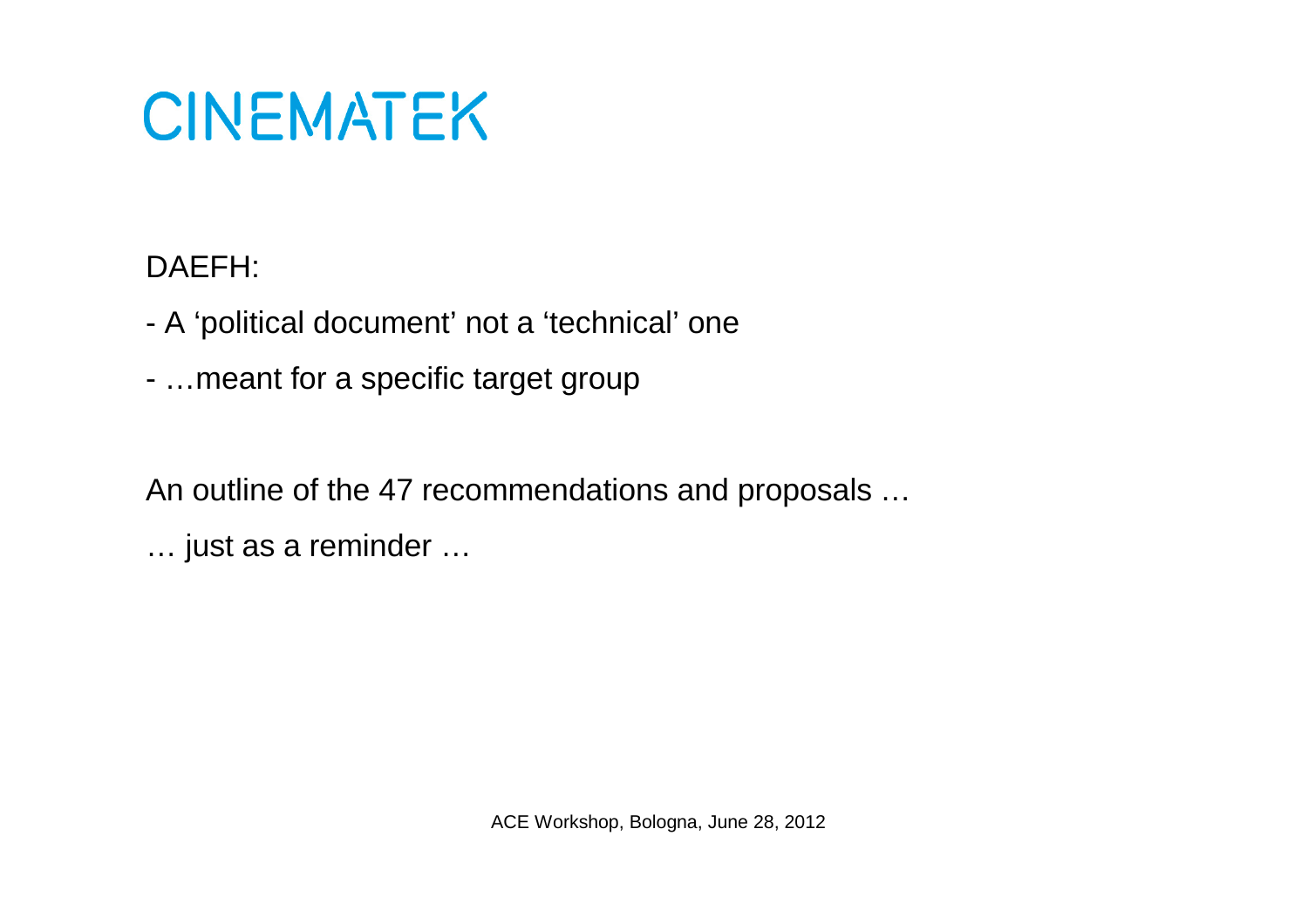# CINEMATEK

DAEFH:

- A ‘political document’ not a ‘technical’ one
- …meant for a specific target group

An outline of the 47 recommendations and proposals …

… just as a reminder …

ACE Workshop, Bologna, June 28, 2012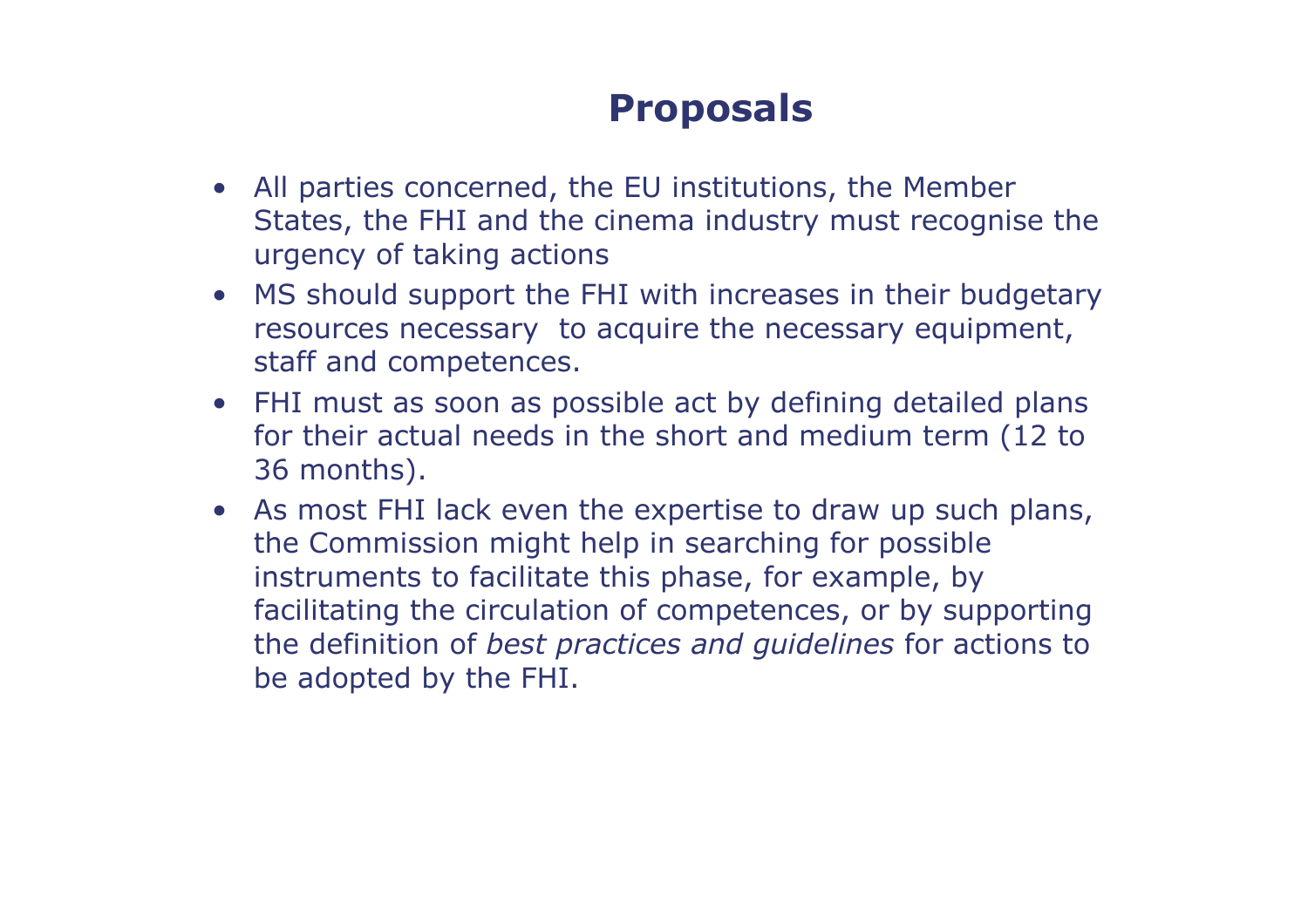# Proposals

- All parties concerned, the EU institutions, the Member States, the FHI and the cinema industry must recognise the urgency of taking actions
- MS should support the FHI with increases in their budgetary resources necessary to acquire the necessary equipment, staff and competences.
- FHI must as soon as possible act by defining detailed plans for their actual needs in the short and medium term (12 to 36 months).
- As most FHI lack even the expertise to draw up such plans, the Commission might help in searching for possible instruments to facilitate this phase, for example, by facilitating the circulation of competences, or by supporting the definition of *best practices and guidelines* for actions to be adopted by the FHI.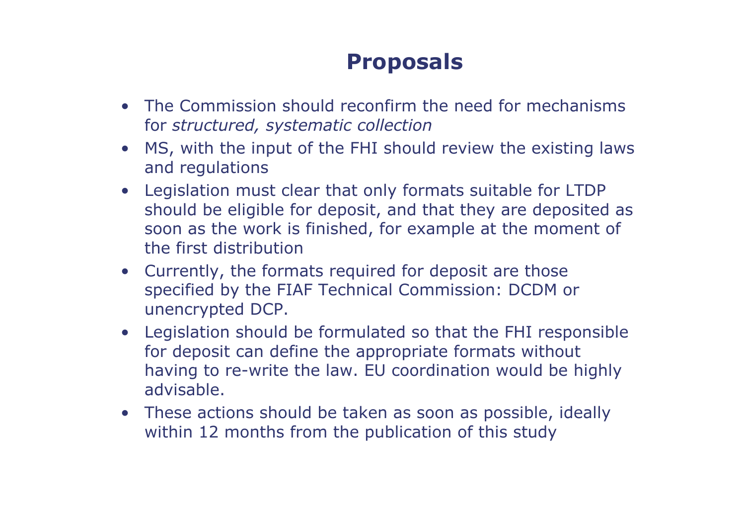# Proposals

- The Commission should reconfirm the need for mechanisms for *structured, systematic collection*
- MS, with the input of the FHI should review the existing laws and regulations
- Legislation must clear that only formats suitable for LTDP should be eligible for deposit, and that they are deposited as soon as the work is finished, for example at the moment of the first distribution
- Currently, the formats required for deposit are those specified by the FIAF Technical Commission: DCDM or unencrypted DCP.
- Legislation should be formulated so that the FHI responsible for deposit can define the appropriate formats without having to re-write the law. EU coordination would be highly advisable.
- These actions should be taken as soon as possible, ideally within 12 months from the publication of this study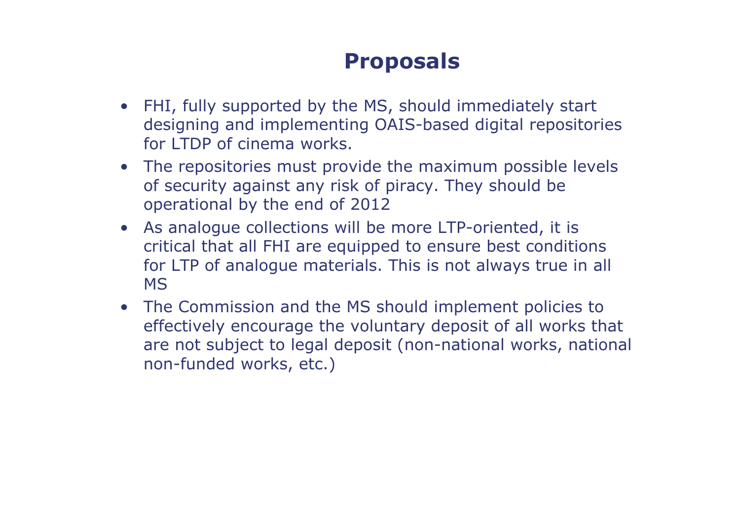# Proposals

- FHI, fully supported by the MS, should immediately start designing and implementing OAIS-based digital repositories for LTDP of cinema works.
- The repositories must provide the maximum possible levels of security against any risk of piracy. They should be operational by the end of 2012
- As analogue collections will be more LTP-oriented, it is critical that all FHI are equipped to ensure best conditions for LTP of analogue materials. This is not always true in all MS
- The Commission and the MS should implement policies to effectively encourage the voluntary deposit of all works that are not subject to legal deposit (non-national works, national non-funded works, etc.)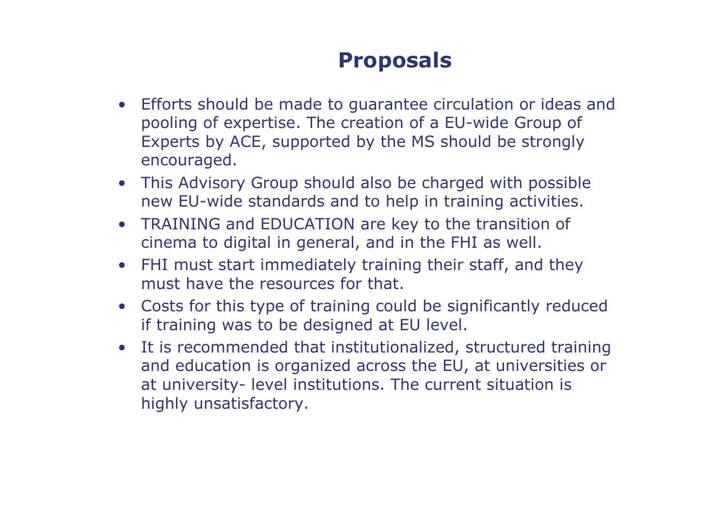# Proposals

- Efforts should be made to guarantee circulation or ideas and pooling of expertise. The creation of a EU-wide Group of Experts by ACE, supported by the MS should be strongly encouraged.
- This Advisory Group should also be charged with possible new EU-wide standards and to help in training activities.
- TRAINING and EDUCATION are key to the transition of cinema to digital in general, and in the FHI as well.
- FHI must start immediately training their staff, and they must have the resources for that.
- Costs for this type of training could be significantly reduced if training was to be designed at EU level.
- It is recommended that institutionalized, structured training and education is organized across the EU, at universities or at university- level institutions. The current situation is highly unsatisfactory.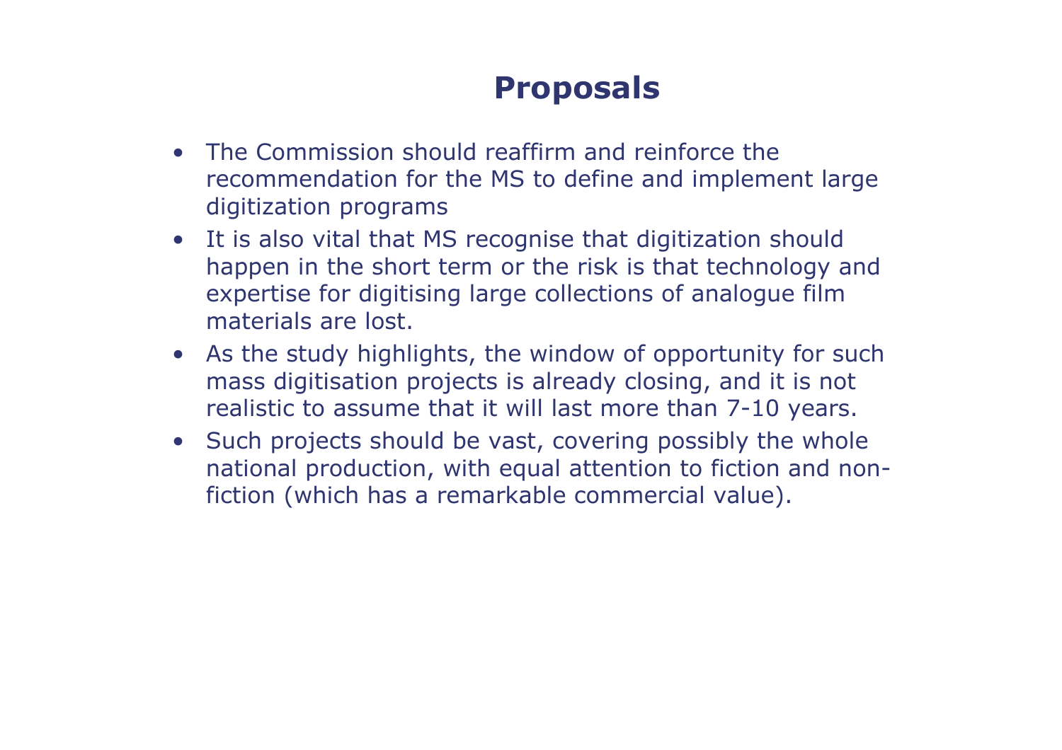# Proposals

- The Commission should reaffirm and reinforce the recommendation for the MS to define and implement large digitization programs
- It is also vital that MS recognise that digitization should happen in the short term or the risk is that technology and expertise for digitising large collections of analogue film materials are lost.
- As the study highlights, the window of opportunity for such mass digitisation projects is already closing, and it is not realistic to assume that it will last more than 7-10 years.
- Such projects should be vast, covering possibly the whole national production, with equal attention to fiction and non-fiction (which has a remarkable commercial value).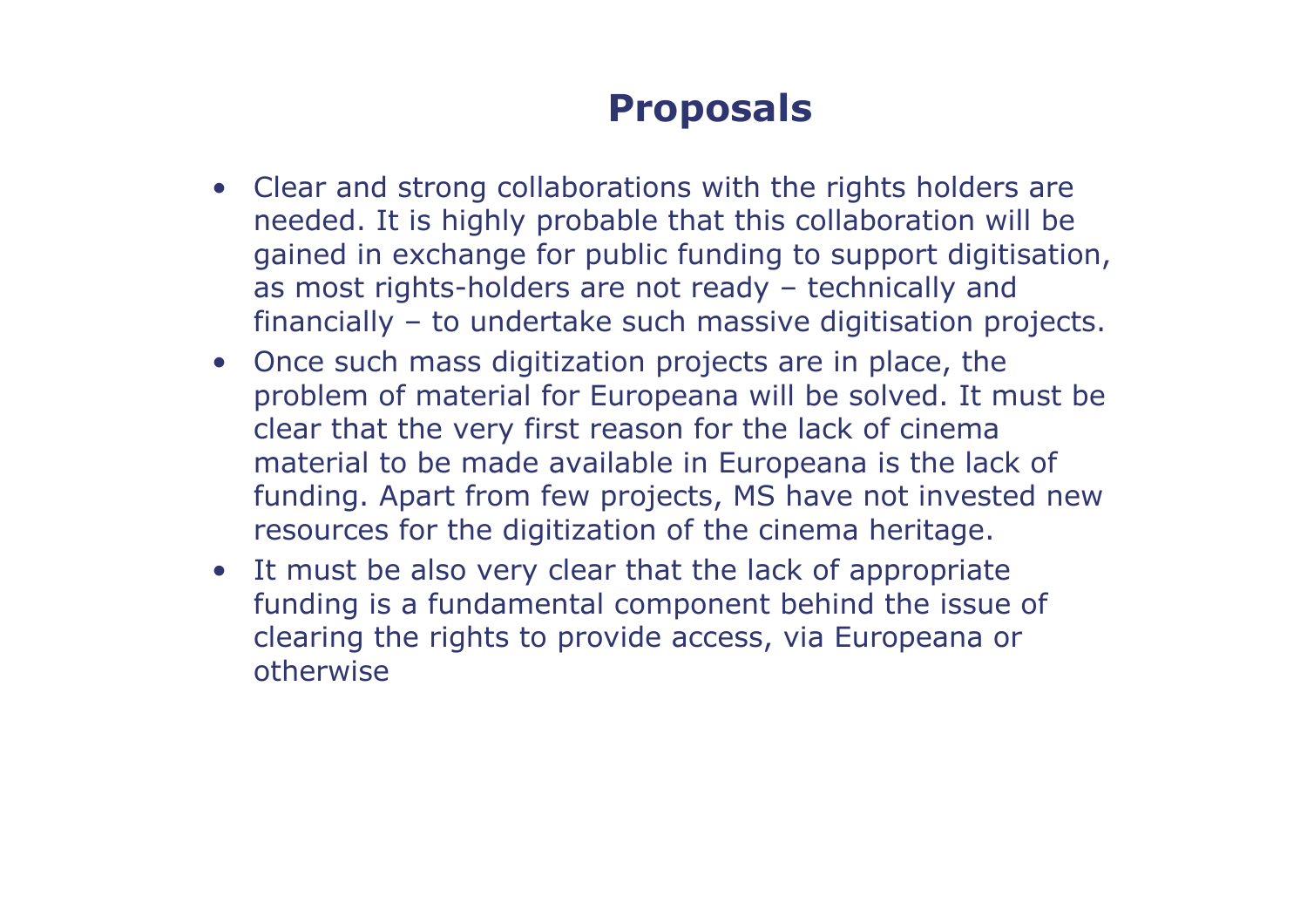# Proposals

- Clear and strong collaborations with the rights holders are needed. It is highly probable that this collaboration will be gained in exchange for public funding to support digitisation, as most rights-holders are not ready – technically and financially – to undertake such massive digitisation projects.
- Once such mass digitization projects are in place, the problem of material for Europeana will be solved. It must be clear that the very first reason for the lack of cinema material to be made available in Europeana is the lack of funding. Apart from few projects, MS have not invested new resources for the digitization of the cinema heritage.
- It must be also very clear that the lack of appropriate funding is a fundamental component behind the issue of clearing the rights to provide access, via Europeana or otherwise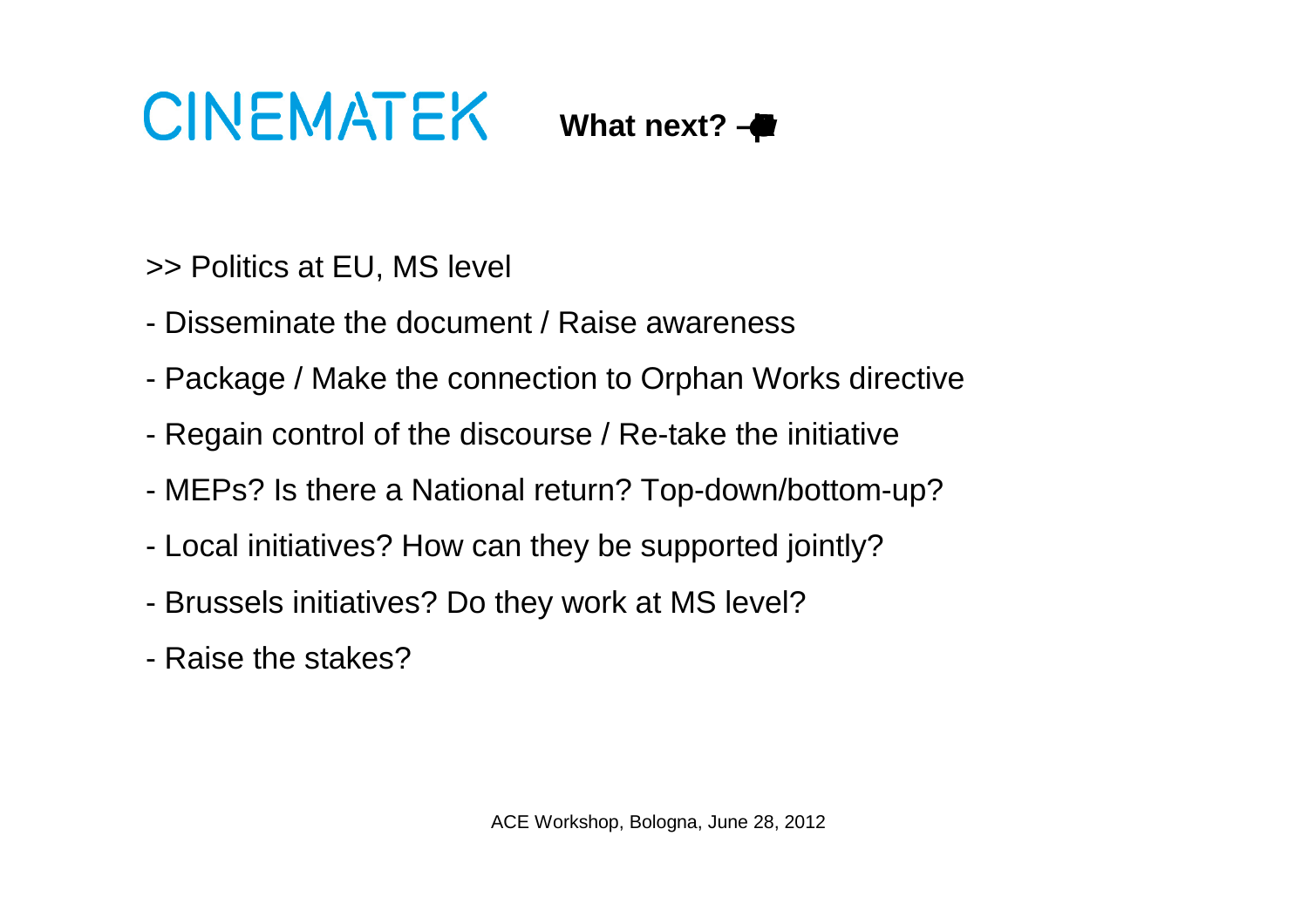# CINEMATEK **What next?**

>> Politics at EU, MS level

- Disseminate the document / Raise awareness
- Package / Make the connection to Orphan Works directive
- Regain control of the discourse / Re-take the initiative
- MEPs? Is there a National return? Top-down/bottom-up?
- Local initiatives? How can they be supported jointly?
- Brussels initiatives? Do they work at MS level?
- Raise the stakes?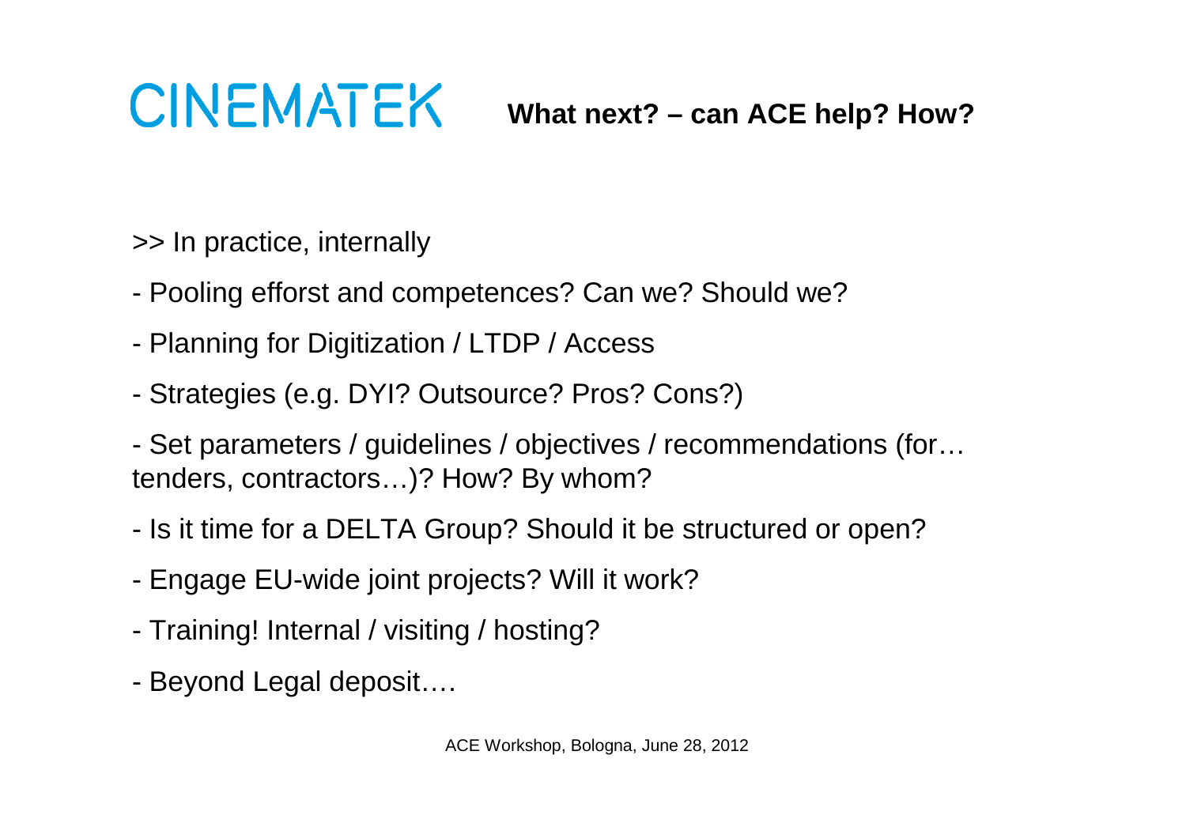# CINEMATEK **What next? – can ACE help? How?**

>> In practice, internally

- Pooling efforst and competences? Can we? Should we?
- Planning for Digitization / LTDP / Access
- Strategies (e.g. DYI? Outsource? Pros? Cons?)
- Set parameters / guidelines / objectives / recommendations (for… tenders, contractors…)? How? By whom?
- Is it time for a DELTA Group? Should it be structured or open?
- Engage EU-wide joint projects? Will it work?
- Training! Internal / visiting / hosting?
- Beyond Legal deposit….

ACE Workshop, Bologna, June 28, 2012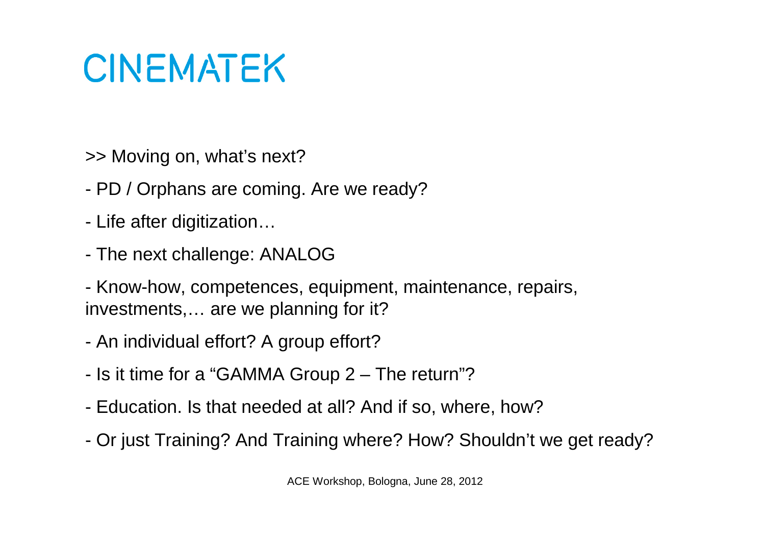# CINEMATEK

>> Moving on, what's next?

- PD / Orphans are coming. Are we ready?
- Life after digitization…
- The next challenge: ANALOG
- Know-how, competences, equipment, maintenance, repairs, investments,… are we planning for it?
- An individual effort? A group effort?
- Is it time for a "GAMMA Group 2 – The return"?
- Education. Is that needed at all? And if so, where, how?
- Or just Training? And Training where? How? Shouldn't we get ready?

ACE Workshop, Bologna, June 28, 2012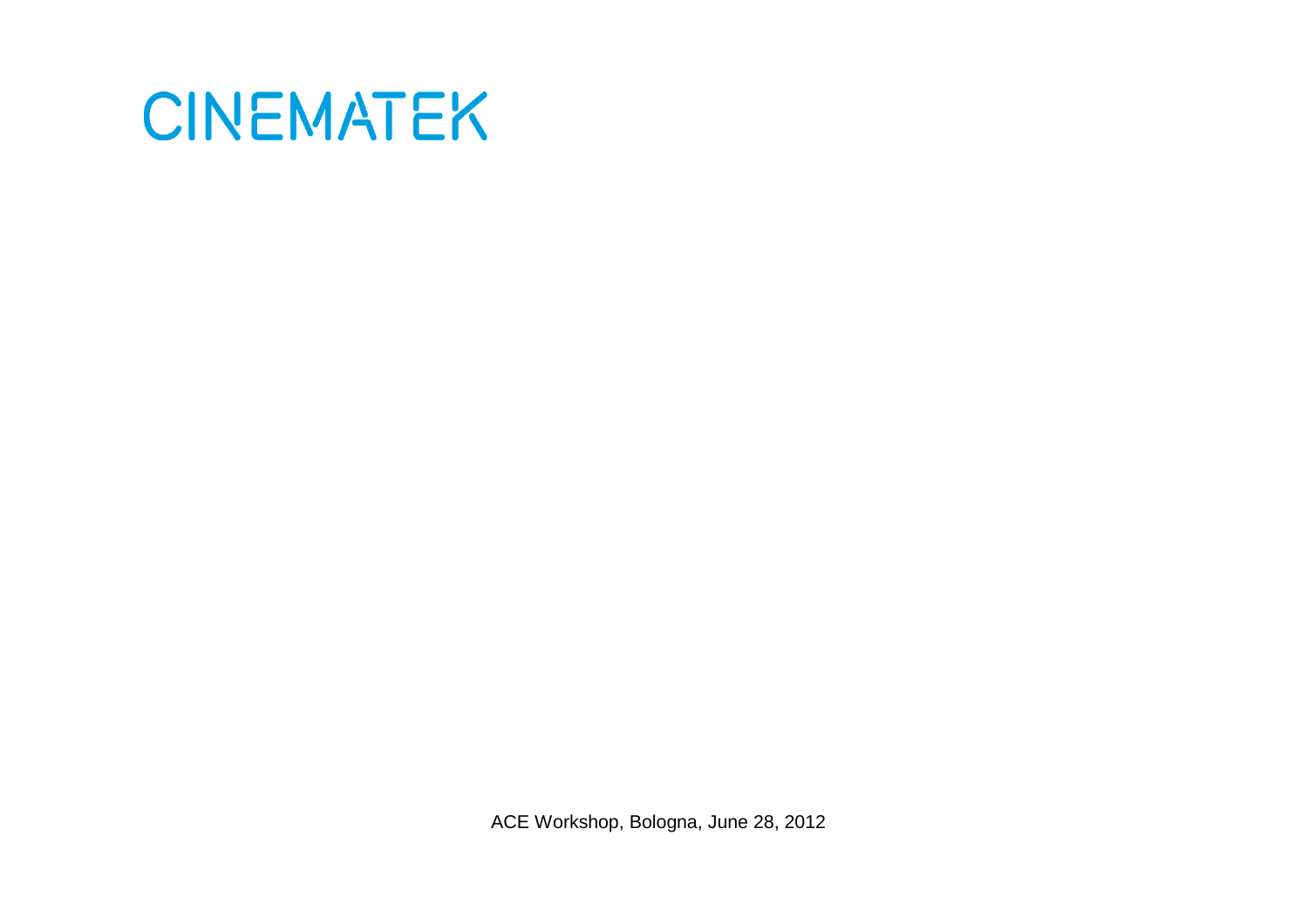# CINEMATEK

ACE Workshop, Bologna, June 28, 2012